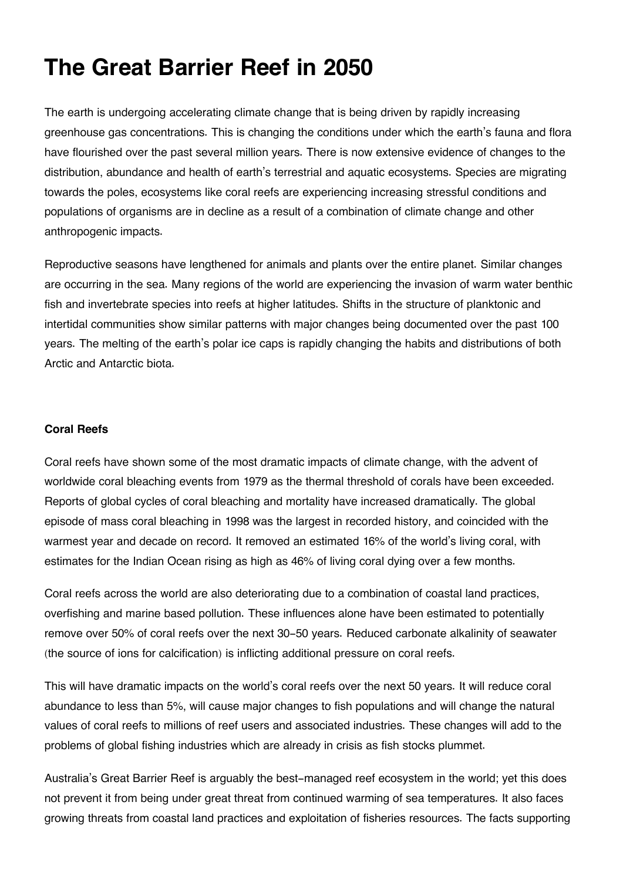# The Great Barrier Reef in 2050

The earth is undergoing accelerating climate change that is being driven by rapidly increasing greenhouse gas concentrations. This is changing the conditions under which the earth's fauna and flora have flourished over the past several million years. There is now extensive evidence of changes to the distribution, abundance and health of earth's terrestrial and aquatic ecosystems. Species are migrating towards the poles, ecosystems like coral reefs are experiencing increasing stressful conditions and populations of organisms are in decline as a result of a combination of climate change and other anthropogenic impacts.

Reproductive seasons have lengthened for animals and plants over the entire planet. Similar changes are occurring in the sea. Many regions of the world are experiencing the invasion of warm water benthic fish and invertebrate species into reefs at higher latitudes. Shifts in the structure of planktonic and intertidal communities show similar patterns with major changes being documented over the past 100 years. The melting of the earth's polar ice caps is rapidly changing the habits and distributions of both Arctic and Antarctic biota.

**Coral Reefs**

Coral reefs have shown some of the most dramatic impacts of climate change, with the advent of worldwide coral bleaching events from 1979 as the thermal threshold of corals have been exceeded. Reports of global cycles of coral bleaching and mortality have increased dramatically. The global episode of mass coral bleaching in 1998 was the largest in recorded history, and coincided with the warmest year and decade on record. It removed an estimated 16% of the world's living coral, with estimates for the Indian Ocean rising as high as 46% of living coral dying over a few months.

Coral reefs across the world are also deteriorating due to a combination of coastal land practices, overfishing and marine based pollution. These influences alone have been estimated to potentially remove over 50% of coral reefs over the next 30-50 years. Reduced carbonate alkalinity of seawater (the source of ions for calcification) is inflicting additional pressure on coral reefs.

This will have dramatic impacts on the world's coral reefs over the next 50 years. It will reduce coral abundance to less than 5%, will cause major changes to fish populations and will change the natural values of coral reefs to millions of reef users and associated industries. These changes will add to the problems of global fishing industries which are already in crisis as fish stocks plummet.

Australia's Great Barrier Reef is arguably the best-managed reef ecosystem in the world; yet this does not prevent it from being under great threat from continued warming of sea temperatures. It also faces growing threats from coastal land practices and exploitation of fisheries resources. The facts supporting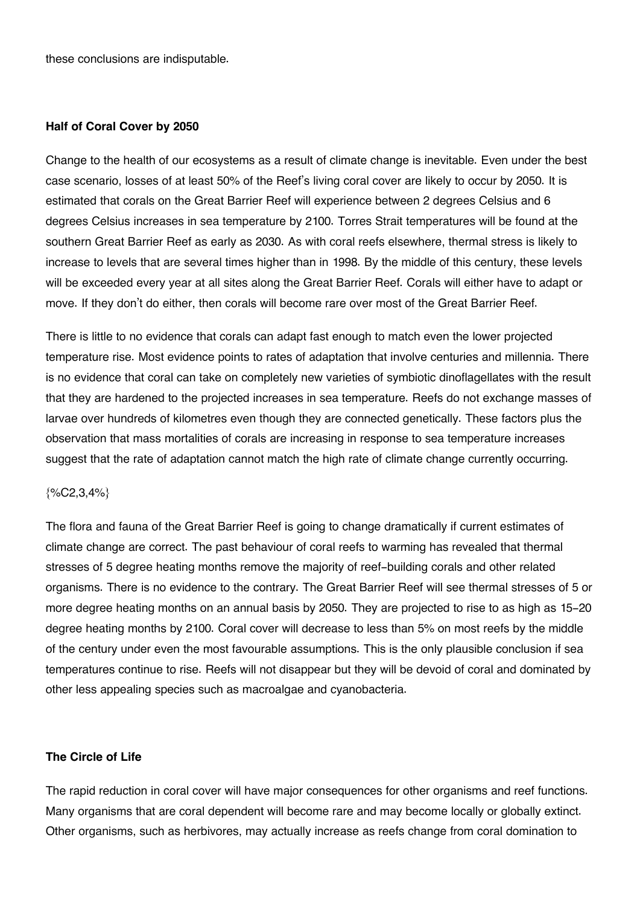these conclusions are indisputable.

#### Half of Coral Cover by 2050

Change to the health of our ecosystems as a result of climate change is inevitable. Even under the best case scenario, losses of at least 50% of the Reef's living coral cover are likely to occur by 2050. It is estimated that corals on the Great Barrier Reef will experience between 2 degrees Celsius and 6 degrees Celsius increases in sea temperature by 2100. Torres Strait temperatures will be found at the southern Great Barrier Reef as early as 2030. As with coral reefs elsewhere, thermal stress is likely to increase to levels that are several times higher than in 1998. By the middle of this century, these levels will be exceeded every year at all sites along the Great Barrier Reef. Corals will either have to adapt or move. If they don't do either, then corals will become rare over most of the Great Barrier Reef.

There is little to no evidence that corals can adapt fast enough to match even the lower projected temperature rise. Most evidence points to rates of adaptation that involve centuries and millennia. There is no evidence that coral can take on completely new varieties of symbiotic dinoflagellates with the result that they are hardened to the projected increases in sea temperature. Reefs do not exchange masses of larvae over hundreds of kilometres even though they are connected genetically. These factors plus the observation that mass mortalities of corals are increasing in response to sea temperature increases suggest that the rate of adaptation cannot match the high rate of climate change currently occurring.

{%C2,3,4%}

The flora and fauna of the Great Barrier Reef is going to change dramatically if current estimates of climate change are correct. The past behaviour of coral reefs to warming has revealed that thermal stresses of 5 degree heating months remove the majority of reef-building corals and other related organisms. There is no evidence to the contrary. The Great Barrier Reef will see thermal stresses of 5 or more degree heating months on an annual basis by 2050. They are projected to rise to as high as 15-20 degree heating months by 2100. Coral cover will decrease to less than 5% on most reefs by the middle of the century under even the most favourable assumptions. This is the only plausible conclusion if sea temperatures continue to rise. Reefs will not disappear but they will be devoid of coral and dominated by other less appealing species such as macroalgae and cyanobacteria.

#### The Circle of Life

The rapid reduction in coral cover will have major consequences for other organisms and reef functions. Many organisms that are coral dependent will become rare and may become locally or globally extinct. Other organisms, such as herbivores, may actually increase as reefs change from coral domination to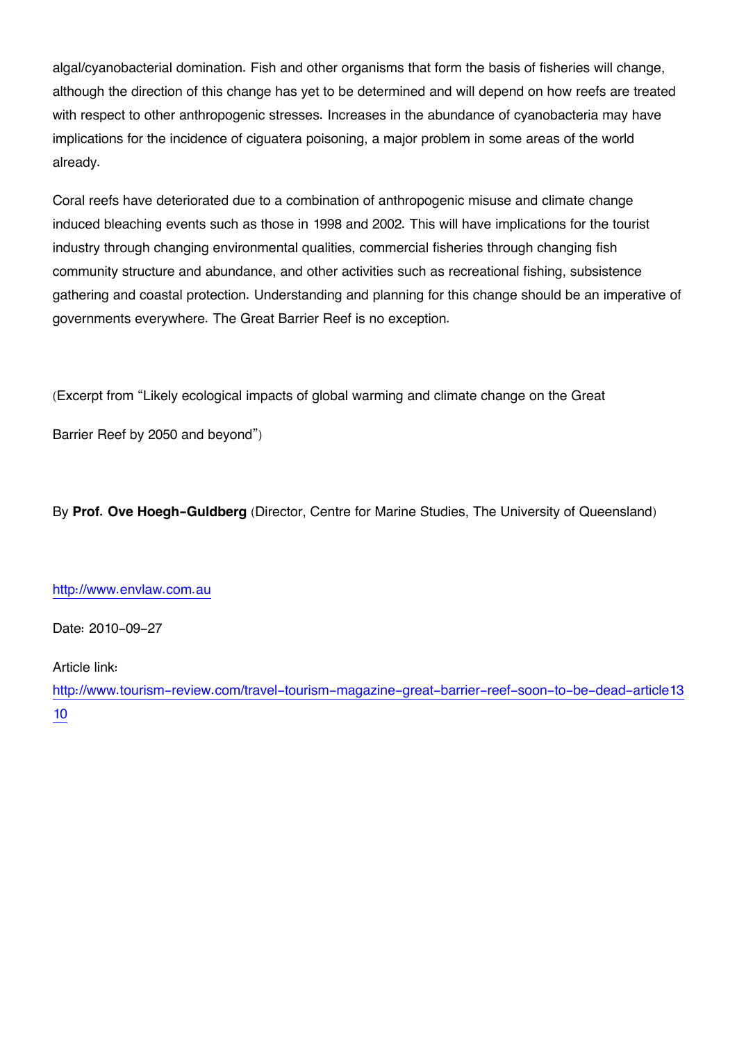algal/cyanobacterial domination. Fish and other organisms that form the basis of fisheries will change, although the direction of this change has yet to be determined and will depend on how reefs are treated with respect to other anthropogenic stresses. Increases in the abundance of cyanobacteria may have implications for the incidence of ciguatera poisoning, a major problem in some areas of the world already.

Coral reefs have deteriorated due to a combination of anthropogenic misuse and climate change induced bleaching events such as those in 1998 and 2002. This will have implications for the tourist industry through changing environmental qualities, commercial fisheries through changing fish community structure and abundance, and other activities such as recreational fishing, subsistence gathering and coastal protection. Understanding and planning for this change should be an imperative of governments everywhere. The Great Barrier Reef is no exception.

(Excerpt from "Likely ecological impacts of global warming and climate change on the Great Barrier Reef by 2050 and beyond")

By **Prof. Ove Hoegh-Guldberg** (Director, Centre for Marine Studies, The University of Queensland)

http://www.envlaw.com.au

Date: 2010-09-27

Article link:
http://www.tourism-review.com/travel-tourism-magazine-great-barrier-reef-soon-to-be-dead-article1310